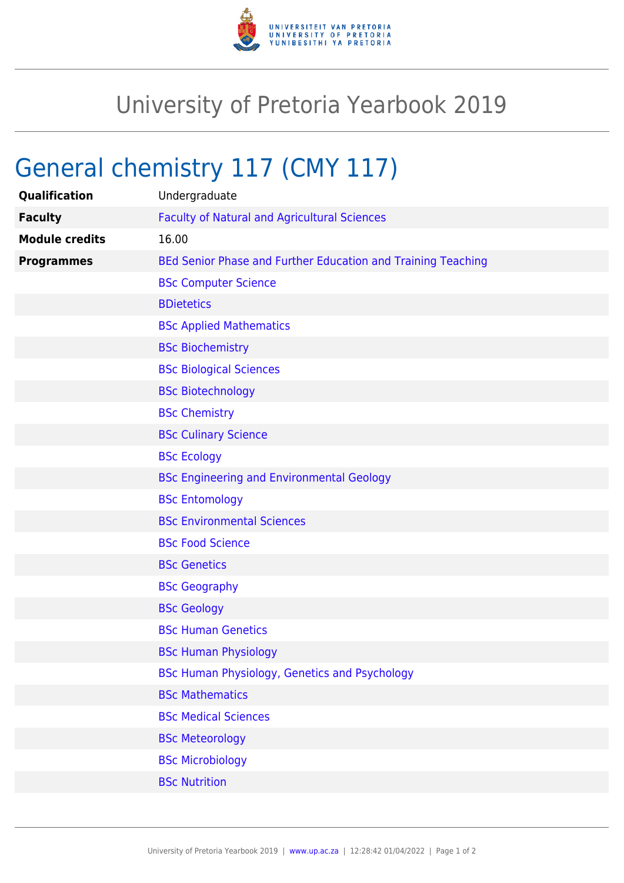# University of Pretoria Yearbook 2019

## General chemistry 117 (CMY 117)

| | |
|---|---|
| **Qualification** | Undergraduate |
| **Faculty** | Faculty of Natural and Agricultural Sciences |
| **Module credits** | 16.00 |
| **Programmes** | BEd Senior Phase and Further Education and Training Teaching |
| | BSc Computer Science |
| | BDietetics |
| | BSc Applied Mathematics |
| | BSc Biochemistry |
| | BSc Biological Sciences |
| | BSc Biotechnology |
| | BSc Chemistry |
| | BSc Culinary Science |
| | BSc Ecology |
| | BSc Engineering and Environmental Geology |
| | BSc Entomology |
| | BSc Environmental Sciences |
| | BSc Food Science |
| | BSc Genetics |
| | BSc Geography |
| | BSc Geology |
| | BSc Human Genetics |
| | BSc Human Physiology |
| | BSc Human Physiology, Genetics and Psychology |
| | BSc Mathematics |
| | BSc Medical Sciences |
| | BSc Meteorology |
| | BSc Microbiology |
| | BSc Nutrition |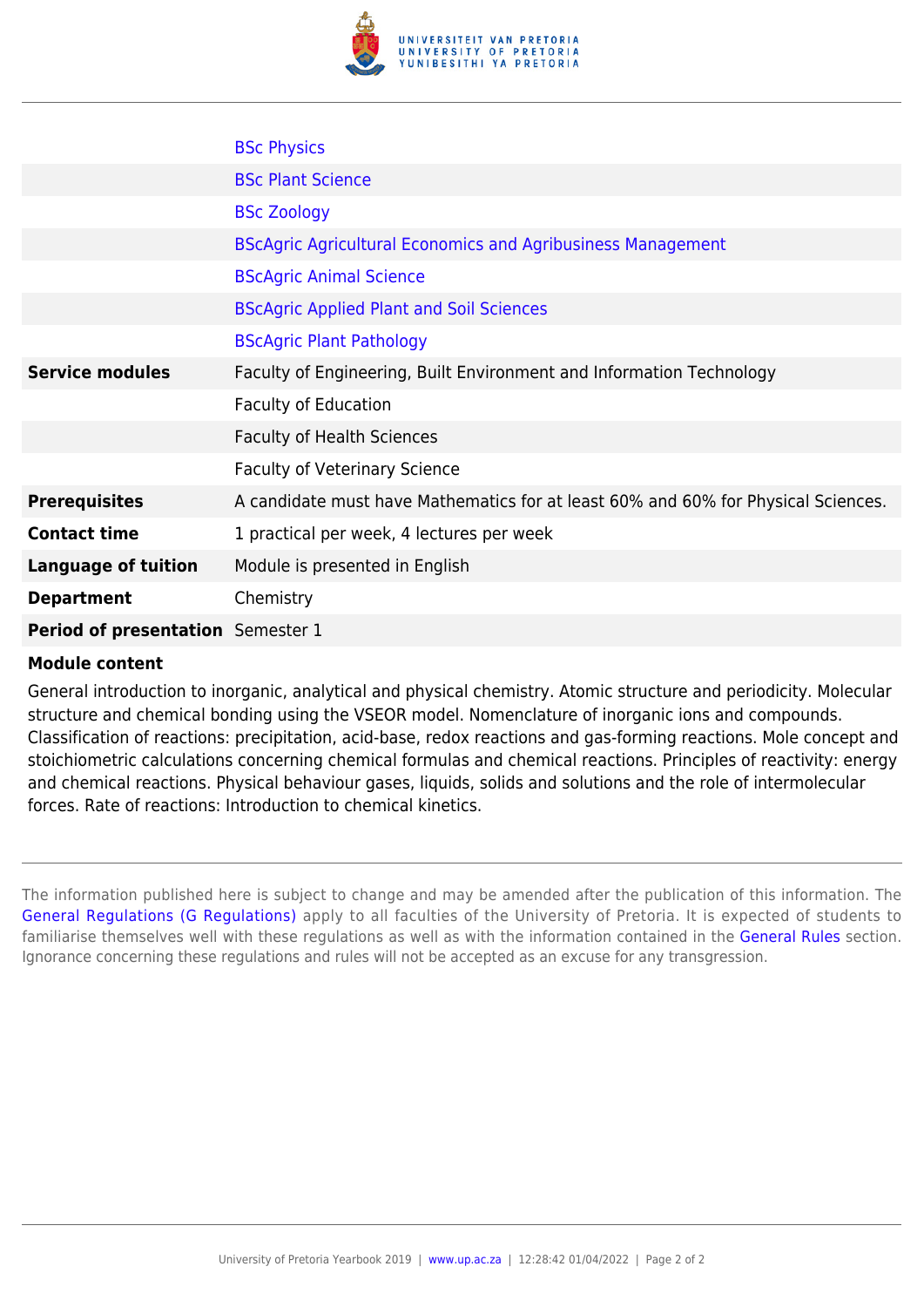| | |
|---|---|
| | BSc Physics |
| | BSc Plant Science |
| | BSc Zoology |
| | BScAgric Agricultural Economics and Agribusiness Management |
| | BScAgric Animal Science |
| | BScAgric Applied Plant and Soil Sciences |
| | BScAgric Plant Pathology |
| **Service modules** | Faculty of Engineering, Built Environment and Information Technology |
| | Faculty of Education |
| | Faculty of Health Sciences |
| | Faculty of Veterinary Science |
| **Prerequisites** | A candidate must have Mathematics for at least 60% and 60% for Physical Sciences. |
| **Contact time** | 1 practical per week, 4 lectures per week |
| **Language of tuition** | Module is presented in English |
| **Department** | Chemistry |
| **Period of presentation** | Semester 1 |

**Module content**

General introduction to inorganic, analytical and physical chemistry. Atomic structure and periodicity. Molecular structure and chemical bonding using the VSEOR model. Nomenclature of inorganic ions and compounds. Classification of reactions: precipitation, acid-base, redox reactions and gas-forming reactions. Mole concept and stoichiometric calculations concerning chemical formulas and chemical reactions. Principles of reactivity: energy and chemical reactions. Physical behaviour gases, liquids, solids and solutions and the role of intermolecular forces. Rate of reactions: Introduction to chemical kinetics.

The information published here is subject to change and may be amended after the publication of this information. The General Regulations (G Regulations) apply to all faculties of the University of Pretoria. It is expected of students to familiarise themselves well with these regulations as well as with the information contained in the General Rules section. Ignorance concerning these regulations and rules will not be accepted as an excuse for any transgression.